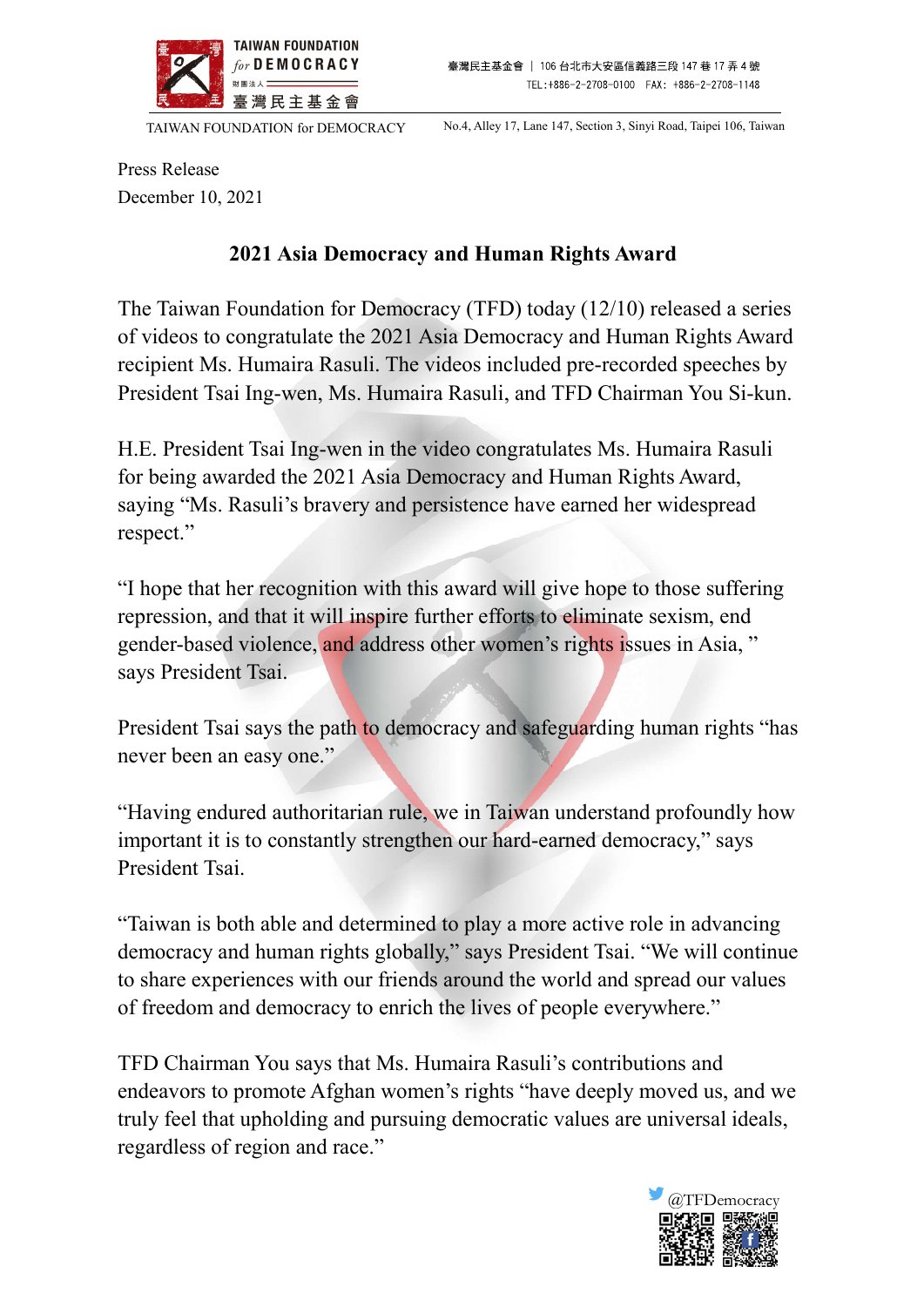Press Release
December 10, 2021

## 2021 Asia Democracy and Human Rights Award

The Taiwan Foundation for Democracy (TFD) today (12/10) released a series of videos to congratulate the 2021 Asia Democracy and Human Rights Award recipient Ms. Humaira Rasuli. The videos included pre-recorded speeches by President Tsai Ing-wen, Ms. Humaira Rasuli, and TFD Chairman You Si-kun.

H.E. President Tsai Ing-wen in the video congratulates Ms. Humaira Rasuli for being awarded the 2021 Asia Democracy and Human Rights Award, saying "Ms. Rasuli's bravery and persistence have earned her widespread respect."

"I hope that her recognition with this award will give hope to those suffering repression, and that it will inspire further efforts to eliminate sexism, end gender-based violence, and address other women's rights issues in Asia, " says President Tsai.

President Tsai says the path to democracy and safeguarding human rights "has never been an easy one."

"Having endured authoritarian rule, we in Taiwan understand profoundly how important it is to constantly strengthen our hard-earned democracy," says President Tsai.

"Taiwan is both able and determined to play a more active role in advancing democracy and human rights globally," says President Tsai. "We will continue to share experiences with our friends around the world and spread our values of freedom and democracy to enrich the lives of people everywhere."

TFD Chairman You says that Ms. Humaira Rasuli's contributions and endeavors to promote Afghan women's rights "have deeply moved us, and we truly feel that upholding and pursuing democratic values are universal ideals, regardless of region and race."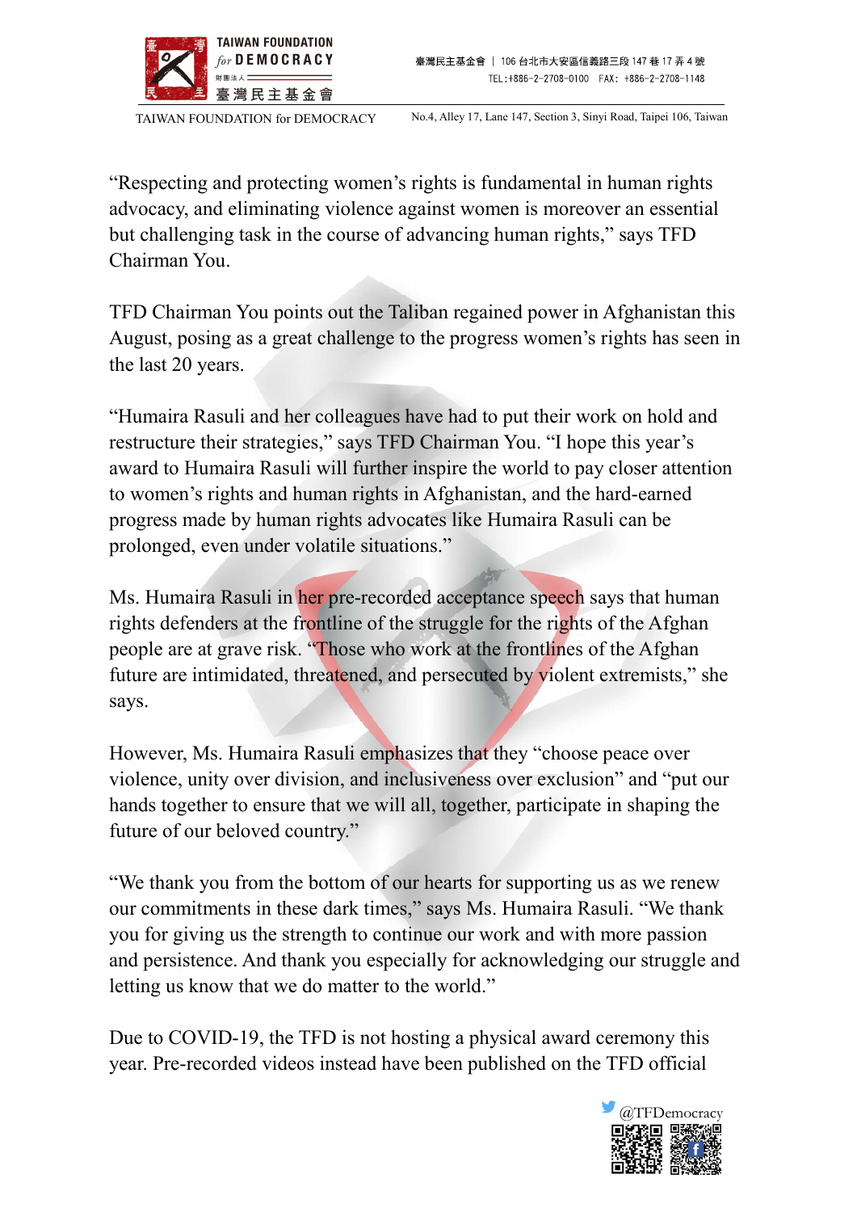"Respecting and protecting women's rights is fundamental in human rights advocacy, and eliminating violence against women is moreover an essential but challenging task in the course of advancing human rights," says TFD Chairman You.

TFD Chairman You points out the Taliban regained power in Afghanistan this August, posing as a great challenge to the progress women's rights has seen in the last 20 years.

"Humaira Rasuli and her colleagues have had to put their work on hold and restructure their strategies," says TFD Chairman You. "I hope this year's award to Humaira Rasuli will further inspire the world to pay closer attention to women's rights and human rights in Afghanistan, and the hard-earned progress made by human rights advocates like Humaira Rasuli can be prolonged, even under volatile situations."

Ms. Humaira Rasuli in her pre-recorded acceptance speech says that human rights defenders at the frontline of the struggle for the rights of the Afghan people are at grave risk. "Those who work at the frontlines of the Afghan future are intimidated, threatened, and persecuted by violent extremists," she says.

However, Ms. Humaira Rasuli emphasizes that they "choose peace over violence, unity over division, and inclusiveness over exclusion" and "put our hands together to ensure that we will all, together, participate in shaping the future of our beloved country."

"We thank you from the bottom of our hearts for supporting us as we renew our commitments in these dark times," says Ms. Humaira Rasuli. "We thank you for giving us the strength to continue our work and with more passion and persistence. And thank you especially for acknowledging our struggle and letting us know that we do matter to the world."

Due to COVID-19, the TFD is not hosting a physical award ceremony this year. Pre-recorded videos instead have been published on the TFD official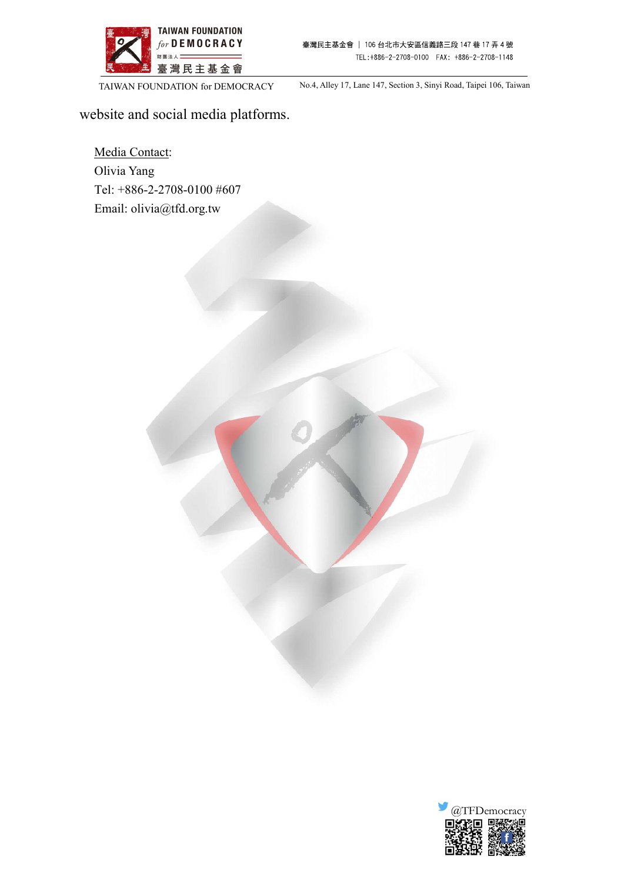website and social media platforms.

Media Contact:
Olivia Yang
Tel: +886-2-2708-0100 #607
Email: olivia@tfd.org.tw